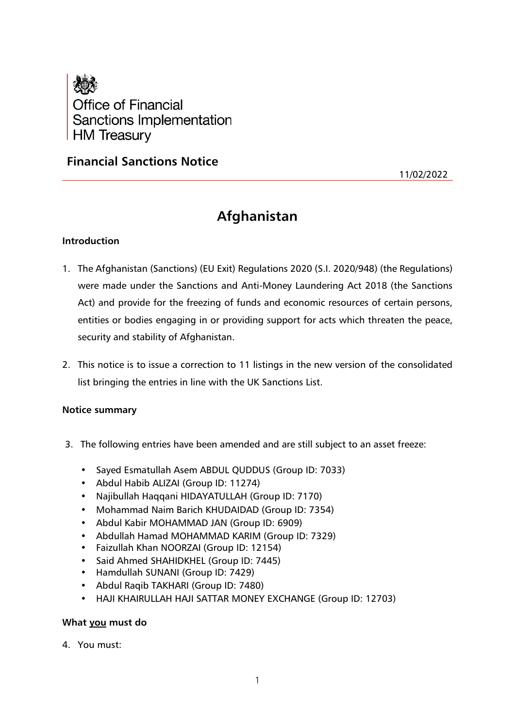Office of Financial Sanctions Implementation
HM Treasury

## Financial Sanctions Notice

11/02/2022

# Afghanistan

### Introduction

1. The Afghanistan (Sanctions) (EU Exit) Regulations 2020 (S.I. 2020/948) (the Regulations) were made under the Sanctions and Anti-Money Laundering Act 2018 (the Sanctions Act) and provide for the freezing of funds and economic resources of certain persons, entities or bodies engaging in or providing support for acts which threaten the peace, security and stability of Afghanistan.

2. This notice is to issue a correction to 11 listings in the new version of the consolidated list bringing the entries in line with the UK Sanctions List.

### Notice summary

3. The following entries have been amended and are still subject to an asset freeze:

   - Sayed Esmatullah Asem ABDUL QUDDUS (Group ID: 7033)
   - Abdul Habib ALIZAI (Group ID: 11274)
   - Najibullah Haqqani HIDAYATULLAH (Group ID: 7170)
   - Mohammad Naim Barich KHUDAIDAD (Group ID: 7354)
   - Abdul Kabir MOHAMMAD JAN (Group ID: 6909)
   - Abdullah Hamad MOHAMMAD KARIM (Group ID: 7329)
   - Faizullah Khan NOORZAI (Group ID: 12154)
   - Said Ahmed SHAHIDKHEL (Group ID: 7445)
   - Hamdullah SUNANI (Group ID: 7429)
   - Abdul Raqib TAKHARI (Group ID: 7480)
   - HAJI KHAIRULLAH HAJI SATTAR MONEY EXCHANGE (Group ID: 12703)

### What you must do

4. You must: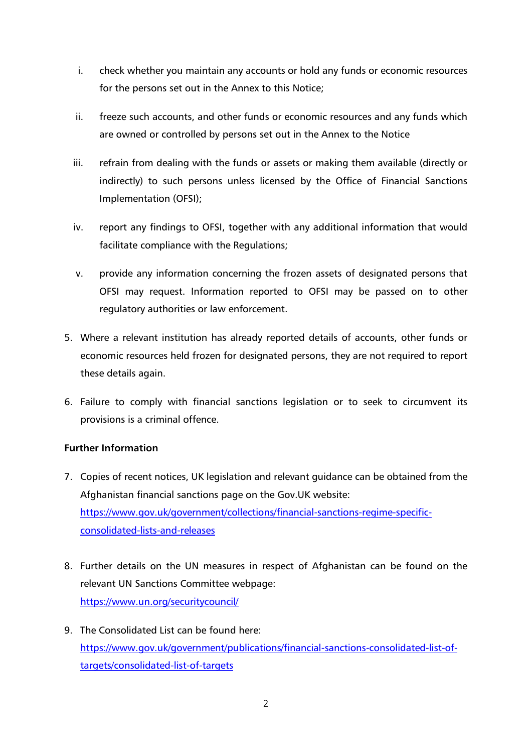i. check whether you maintain any accounts or hold any funds or economic resources for the persons set out in the Annex to this Notice;

ii. freeze such accounts, and other funds or economic resources and any funds which are owned or controlled by persons set out in the Annex to the Notice

iii. refrain from dealing with the funds or assets or making them available (directly or indirectly) to such persons unless licensed by the Office of Financial Sanctions Implementation (OFSI);

iv. report any findings to OFSI, together with any additional information that would facilitate compliance with the Regulations;

v. provide any information concerning the frozen assets of designated persons that OFSI may request. Information reported to OFSI may be passed on to other regulatory authorities or law enforcement.

5. Where a relevant institution has already reported details of accounts, other funds or economic resources held frozen for designated persons, they are not required to report these details again.

6. Failure to comply with financial sanctions legislation or to seek to circumvent its provisions is a criminal offence.

**Further Information**

7. Copies of recent notices, UK legislation and relevant guidance can be obtained from the Afghanistan financial sanctions page on the Gov.UK website: https://www.gov.uk/government/collections/financial-sanctions-regime-specific-consolidated-lists-and-releases

8. Further details on the UN measures in respect of Afghanistan can be found on the relevant UN Sanctions Committee webpage: https://www.un.org/securitycouncil/

9. The Consolidated List can be found here: https://www.gov.uk/government/publications/financial-sanctions-consolidated-list-of-targets/consolidated-list-of-targets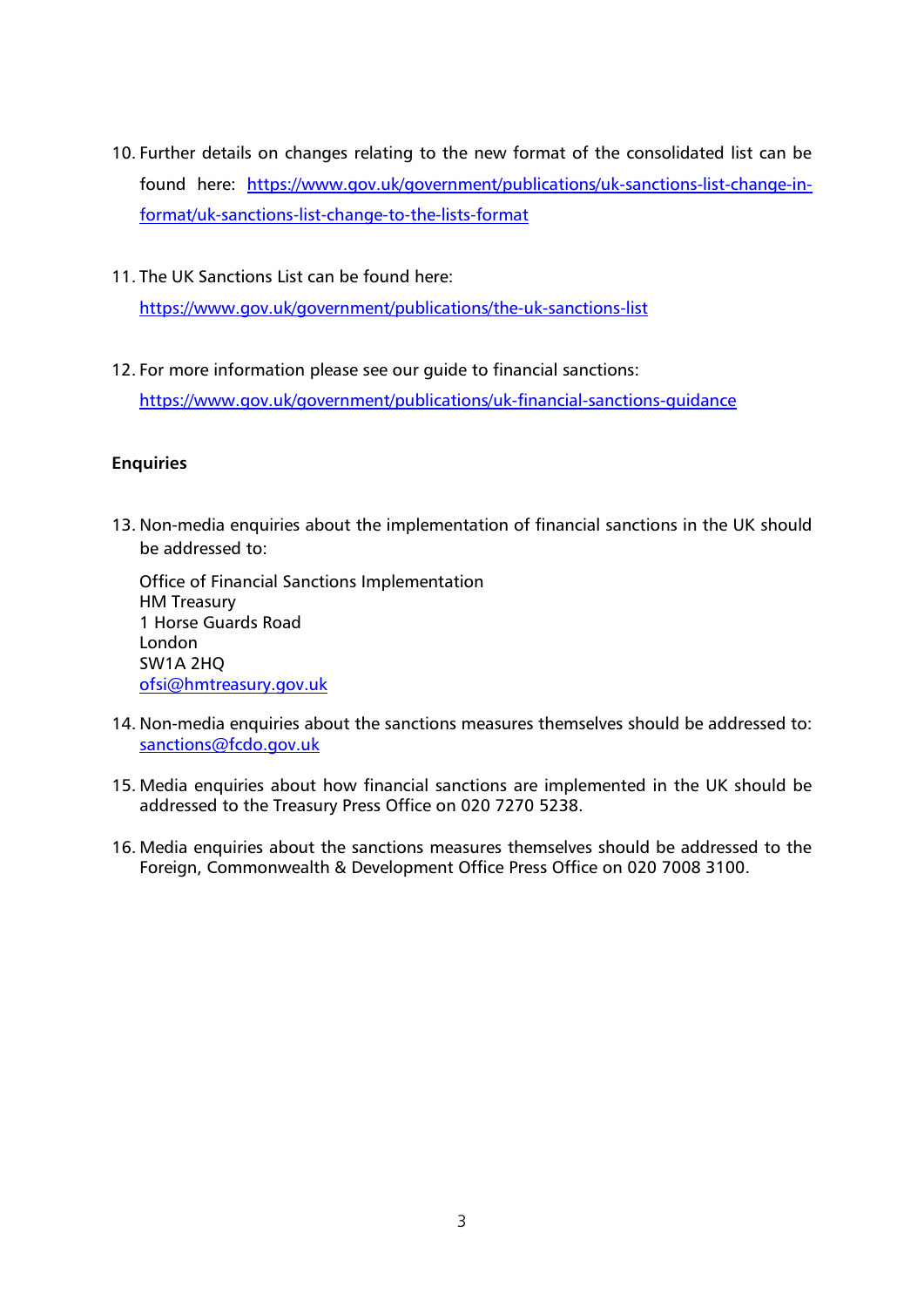10. Further details on changes relating to the new format of the consolidated list can be found here: https://www.gov.uk/government/publications/uk-sanctions-list-change-in-format/uk-sanctions-list-change-to-the-lists-format

11. The UK Sanctions List can be found here:
    https://www.gov.uk/government/publications/the-uk-sanctions-list

12. For more information please see our guide to financial sanctions:
    https://www.gov.uk/government/publications/uk-financial-sanctions-guidance

**Enquiries**

13. Non-media enquiries about the implementation of financial sanctions in the UK should be addressed to:

    Office of Financial Sanctions Implementation
    HM Treasury
    1 Horse Guards Road
    London
    SW1A 2HQ
    ofsi@hmtreasury.gov.uk

14. Non-media enquiries about the sanctions measures themselves should be addressed to:
    sanctions@fcdo.gov.uk

15. Media enquiries about how financial sanctions are implemented in the UK should be addressed to the Treasury Press Office on 020 7270 5238.

16. Media enquiries about the sanctions measures themselves should be addressed to the Foreign, Commonwealth & Development Office Press Office on 020 7008 3100.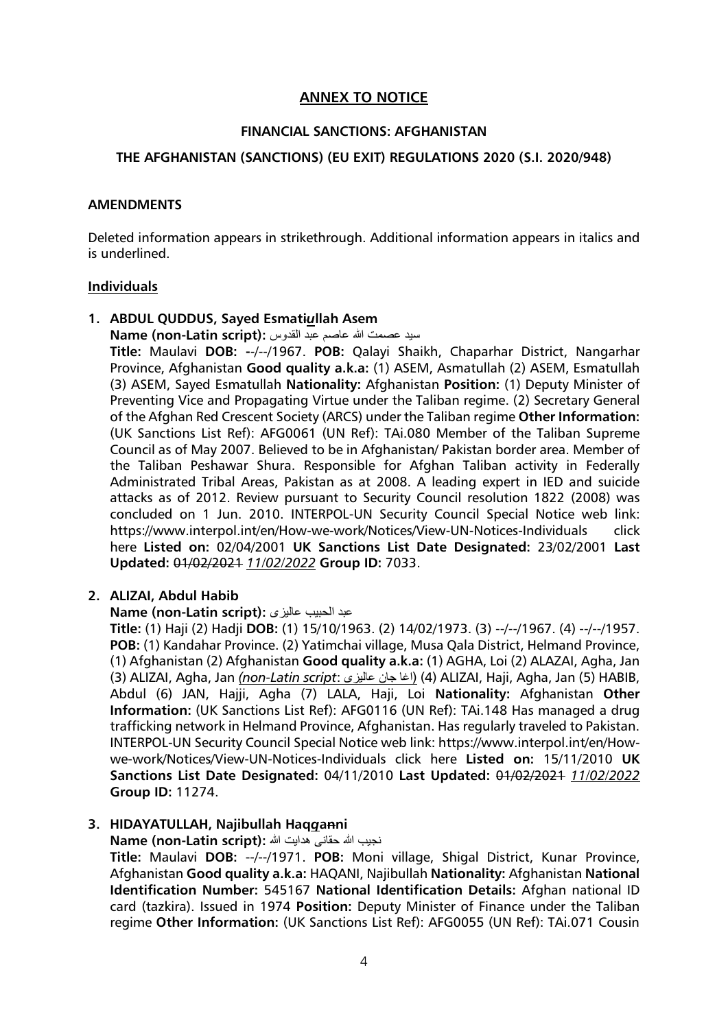## ANNEX TO NOTICE

### FINANCIAL SANCTIONS: AFGHANISTAN

### THE AFGHANISTAN (SANCTIONS) (EU EXIT) REGULATIONS 2020 (S.I. 2020/948)

#### AMENDMENTS

Deleted information appears in strikethrough. Additional information appears in italics and is underlined.

#### Individuals

**1. ABDUL QUDDUS, Sayed Esmati~~u~~*<u>u</u>*llah Asem**

**Name (non-Latin script):** سید عصمت الله عاصم عبد القدوس

**Title:** Maulavi **DOB:** --/--/1967. **POB:** Qalayi Shaikh, Chaparhar District, Nangarhar Province, Afghanistan **Good quality a.k.a:** (1) ASEM, Asmatullah (2) ASEM, Esmatullah (3) ASEM, Sayed Esmatullah **Nationality:** Afghanistan **Position:** (1) Deputy Minister of Preventing Vice and Propagating Virtue under the Taliban regime. (2) Secretary General of the Afghan Red Crescent Society (ARCS) under the Taliban regime **Other Information:** (UK Sanctions List Ref): AFG0061 (UN Ref): TAi.080 Member of the Taliban Supreme Council as of May 2007. Believed to be in Afghanistan/ Pakistan border area. Member of the Taliban Peshawar Shura. Responsible for Afghan Taliban activity in Federally Administrated Tribal Areas, Pakistan as at 2008. A leading expert in IED and suicide attacks as of 2012. Review pursuant to Security Council resolution 1822 (2008) was concluded on 1 Jun. 2010. INTERPOL-UN Security Council Special Notice web link: https://www.interpol.int/en/How-we-work/Notices/View-UN-Notices-Individuals click here **Listed on:** 02/04/2001 **UK Sanctions List Date Designated:** 23/02/2001 **Last Updated:** ~~01/02/2021~~ *<u>11/02/2022</u>* **Group ID:** 7033.

**2. ALIZAI, Abdul Habib**

**Name (non-Latin script):** عبد الحبیب عالیزی

**Title:** (1) Haji (2) Hadji **DOB:** (1) 15/10/1963. (2) 14/02/1973. (3) --/--/1967. (4) --/--/1957. **POB:** (1) Kandahar Province. (2) Yatimchai village, Musa Qala District, Helmand Province, (1) Afghanistan (2) Afghanistan **Good quality a.k.a:** (1) AGHA, Loi (2) ALAZAI, Agha, Jan (3) ALIZAI, Agha, Jan *<u>(non-Latin script: اغا جان عالیزی)</u>* (4) ALIZAI, Haji, Agha, Jan (5) HABIB, Abdul (6) JAN, Hajji, Agha (7) LALA, Haji, Loi **Nationality:** Afghanistan **Other Information:** (UK Sanctions List Ref): AFG0116 (UN Ref): TAi.148 Has managed a drug trafficking network in Helmand Province, Afghanistan. Has regularly traveled to Pakistan. INTERPOL-UN Security Council Special Notice web link: https://www.interpol.int/en/How-we-work/Notices/View-UN-Notices-Individuals click here **Listed on:** 15/11/2010 **UK Sanctions List Date Designated:** 04/11/2010 **Last Updated:** ~~01/02/2021~~ *<u>11/02/2022</u>* **Group ID:** 11274.

**3. HIDAYATULLAH, Najibullah Haq*<u>q</u>*a~~n~~ni**

**Name (non-Latin script):** نجیب الله حقانی هدایت الله

**Title:** Maulavi **DOB:** --/--/1971. **POB:** Moni village, Shigal District, Kunar Province, Afghanistan **Good quality a.k.a:** HAQANI, Najibullah **Nationality:** Afghanistan **National Identification Number:** 545167 **National Identification Details:** Afghan national ID card (tazkira). Issued in 1974 **Position:** Deputy Minister of Finance under the Taliban regime **Other Information:** (UK Sanctions List Ref): AFG0055 (UN Ref): TAi.071 Cousin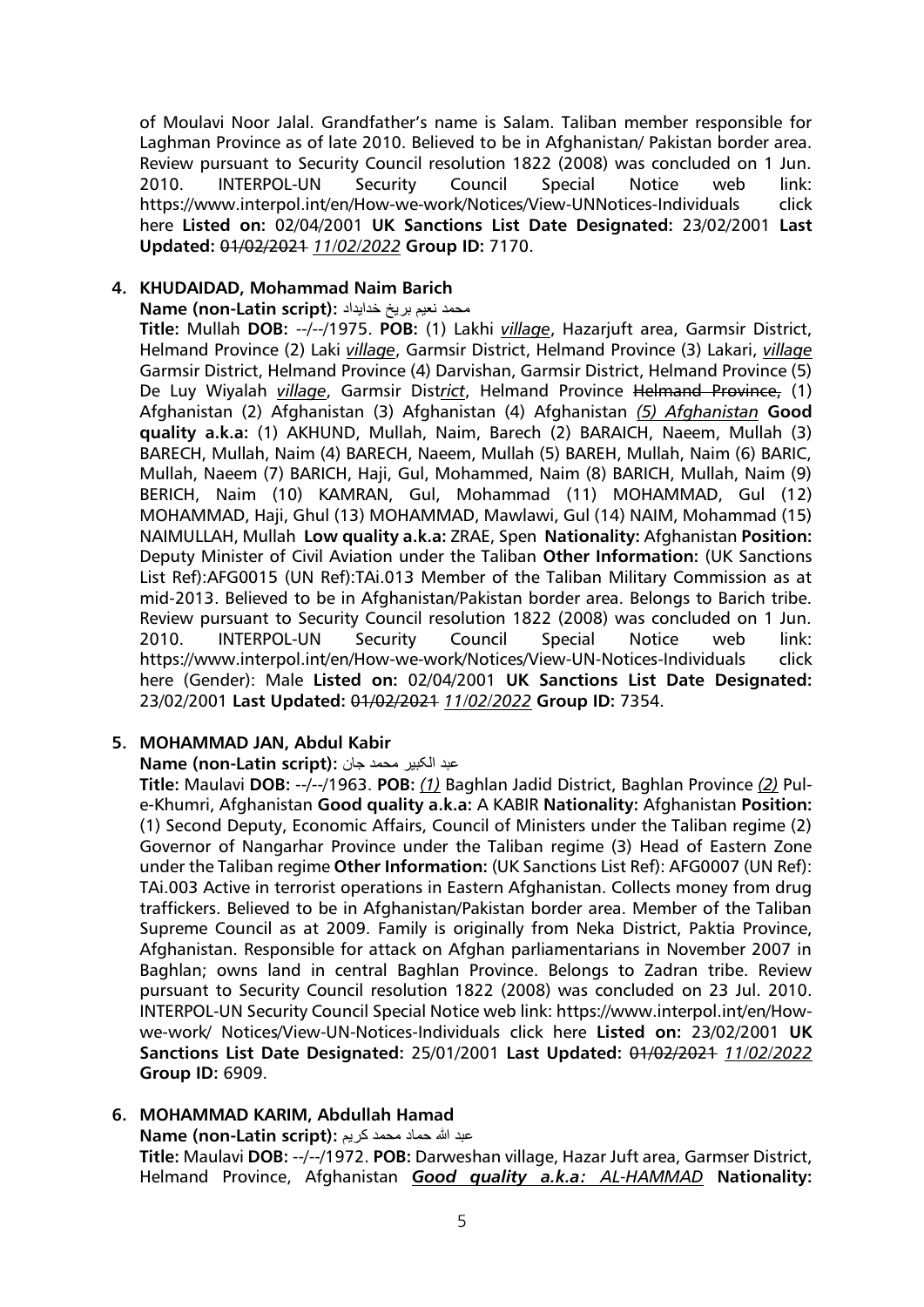of Moulavi Noor Jalal. Grandfather's name is Salam. Taliban member responsible for Laghman Province as of late 2010. Believed to be in Afghanistan/ Pakistan border area. Review pursuant to Security Council resolution 1822 (2008) was concluded on 1 Jun. 2010. INTERPOL-UN Security Council Special Notice web link: https://www.interpol.int/en/How-we-work/Notices/View-UNNotices-Individuals click here **Listed on:** 02/04/2001 **UK Sanctions List Date Designated:** 23/02/2001 **Last Updated:** ~~01/02/2021~~ *11/02/2022* **Group ID:** 7170.

**4. KHUDAIDAD, Mohammad Naim Barich**

**Name (non-Latin script):** محمد نعیم بریخ خدایداد

**Title:** Mullah **DOB:** --/--/1975. **POB:** (1) Lakhi *__village__*, Hazarjuft area, Garmsir District, Helmand Province (2) Laki *__village__*, Garmsir District, Helmand Province (3) Lakari, *__village__* Garmsir District, Helmand Province (4) Darvishan, Garmsir District, Helmand Province (5) De Luy Wiyalah *__village__*, Garmsir Dist*__rict__*, Helmand Province ~~Helmand Province,~~ (1) Afghanistan (2) Afghanistan (3) Afghanistan (4) Afghanistan *__(5) Afghanistan__* **Good quality a.k.a:** (1) AKHUND, Mullah, Naim, Barech (2) BARAICH, Naeem, Mullah (3) BARECH, Mullah, Naim (4) BARECH, Naeem, Mullah (5) BAREH, Mullah, Naim (6) BARIC, Mullah, Naeem (7) BARICH, Haji, Gul, Mohammed, Naim (8) BARICH, Mullah, Naim (9) BERICH, Naim (10) KAMRAN, Gul, Mohammad (11) MOHAMMAD, Gul (12) MOHAMMAD, Haji, Ghul (13) MOHAMMAD, Mawlawi, Gul (14) NAIM, Mohammad (15) NAIMULLAH, Mullah **Low quality a.k.a:** ZRAE, Spen **Nationality:** Afghanistan **Position:** Deputy Minister of Civil Aviation under the Taliban **Other Information:** (UK Sanctions List Ref):AFG0015 (UN Ref):TAi.013 Member of the Taliban Military Commission as at mid-2013. Believed to be in Afghanistan/Pakistan border area. Belongs to Barich tribe. Review pursuant to Security Council resolution 1822 (2008) was concluded on 1 Jun. 2010. INTERPOL-UN Security Council Special Notice web link: https://www.interpol.int/en/How-we-work/Notices/View-UN-Notices-Individuals click here (Gender): Male **Listed on:** 02/04/2001 **UK Sanctions List Date Designated:** 23/02/2001 **Last Updated:** ~~01/02/2021~~ *11/02/2022* **Group ID:** 7354.

**5. MOHAMMAD JAN, Abdul Kabir**

**Name (non-Latin script):** عبد الكبير محمد جان

**Title:** Maulavi **DOB:** --/--/1963. **POB:** *__(1)__* Baghlan Jadid District, Baghlan Province *__(2)__* Pul-e-Khumri, Afghanistan **Good quality a.k.a:** A KABIR **Nationality:** Afghanistan **Position:** (1) Second Deputy, Economic Affairs, Council of Ministers under the Taliban regime (2) Governor of Nangarhar Province under the Taliban regime (3) Head of Eastern Zone under the Taliban regime **Other Information:** (UK Sanctions List Ref): AFG0007 (UN Ref): TAi.003 Active in terrorist operations in Eastern Afghanistan. Collects money from drug traffickers. Believed to be in Afghanistan/Pakistan border area. Member of the Taliban Supreme Council as at 2009. Family is originally from Neka District, Paktia Province, Afghanistan. Responsible for attack on Afghan parliamentarians in November 2007 in Baghlan; owns land in central Baghlan Province. Belongs to Zadran tribe. Review pursuant to Security Council resolution 1822 (2008) was concluded on 23 Jul. 2010. INTERPOL-UN Security Council Special Notice web link: https://www.interpol.int/en/How-we-work/ Notices/View-UN-Notices-Individuals click here **Listed on:** 23/02/2001 **UK Sanctions List Date Designated:** 25/01/2001 **Last Updated:** ~~01/02/2021~~ *11/02/2022* **Group ID:** 6909.

**6. MOHAMMAD KARIM, Abdullah Hamad**

**Name (non-Latin script):** عبد الله حماد محمد كريم

**Title:** Maulavi **DOB:** --/--/1972. **POB:** Darweshan village, Hazar Juft area, Garmser District, Helmand Province, Afghanistan ***__Good quality a.k.a: AL-HAMMAD__*** **Nationality:**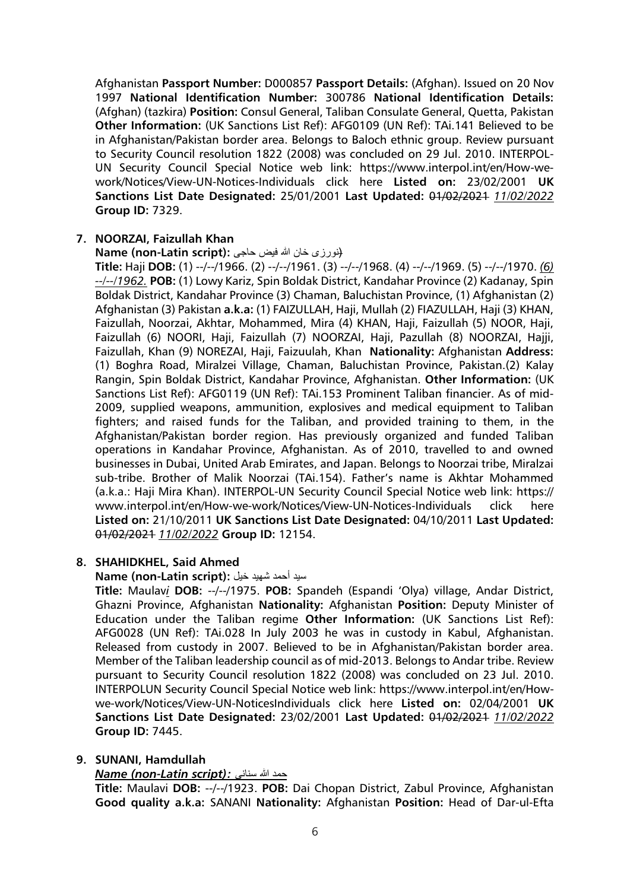Afghanistan **Passport Number:** D000857 **Passport Details:** (Afghan). Issued on 20 Nov 1997 **National Identification Number:** 300786 **National Identification Details:** (Afghan) (tazkira) **Position:** Consul General, Taliban Consulate General, Quetta, Pakistan **Other Information:** (UK Sanctions List Ref): AFG0109 (UN Ref): TAi.141 Believed to be in Afghanistan/Pakistan border area. Belongs to Baloch ethnic group. Review pursuant to Security Council resolution 1822 (2008) was concluded on 29 Jul. 2010. INTERPOL-UN Security Council Special Notice web link: https://www.interpol.int/en/How-we-work/Notices/View-UN-Notices-Individuals click here **Listed on:** 23/02/2001 **UK Sanctions List Date Designated:** 25/01/2001 **Last Updated:** ~~01/02/2021~~ *11/02/2022* **Group ID:** 7329.

**7. NOORZAI, Faizullah Khan**

**Name (non-Latin script):** نورزی خان الله فیض حاجی

**Title:** Haji **DOB:** (1) --/--/1966. (2) --/--/1961. (3) --/--/1968. (4) --/--/1969. (5) --/--/1970. *(6) --/--/1962.* **POB:** (1) Lowy Kariz, Spin Boldak District, Kandahar Province (2) Kadanay, Spin Boldak District, Kandahar Province (3) Chaman, Baluchistan Province, (1) Afghanistan (2) Afghanistan (3) Pakistan **a.k.a:** (1) FAIZULLAH, Haji, Mullah (2) FIAZULLAH, Haji (3) KHAN, Faizullah, Noorzai, Akhtar, Mohammed, Mira (4) KHAN, Haji, Faizullah (5) NOOR, Haji, Faizullah (6) NOORI, Haji, Faizullah (7) NOORZAI, Haji, Pazullah (8) NOORZAI, Hajji, Faizullah, Khan (9) NOREZAI, Haji, Faizuulah, Khan **Nationality:** Afghanistan **Address:** (1) Boghra Road, Miralzei Village, Chaman, Baluchistan Province, Pakistan.(2) Kalay Rangin, Spin Boldak District, Kandahar Province, Afghanistan. **Other Information:** (UK Sanctions List Ref): AFG0119 (UN Ref): TAi.153 Prominent Taliban financier. As of mid-2009, supplied weapons, ammunition, explosives and medical equipment to Taliban fighters; and raised funds for the Taliban, and provided training to them, in the Afghanistan/Pakistan border region. Has previously organized and funded Taliban operations in Kandahar Province, Afghanistan. As of 2010, travelled to and owned businesses in Dubai, United Arab Emirates, and Japan. Belongs to Noorzai tribe, Miralzai sub-tribe. Brother of Malik Noorzai (TAi.154). Father's name is Akhtar Mohammed (a.k.a.: Haji Mira Khan). INTERPOL-UN Security Council Special Notice web link: https:// www.interpol.int/en/How-we-work/Notices/View-UN-Notices-Individuals click here **Listed on:** 21/10/2011 **UK Sanctions List Date Designated:** 04/10/2011 **Last Updated:** ~~01/02/2021~~ *11/02/2022* **Group ID:** 12154.

**8. SHAHIDKHEL, Said Ahmed**

**Name (non-Latin script):** سيد أحمد شهيد خيل

**Title:** Maulav*i* **DOB:** --/--/1975. **POB:** Spandeh (Espandi 'Olya) village, Andar District, Ghazni Province, Afghanistan **Nationality:** Afghanistan **Position:** Deputy Minister of Education under the Taliban regime **Other Information:** (UK Sanctions List Ref): AFG0028 (UN Ref): TAi.028 In July 2003 he was in custody in Kabul, Afghanistan. Released from custody in 2007. Believed to be in Afghanistan/Pakistan border area. Member of the Taliban leadership council as of mid-2013. Belongs to Andar tribe. Review pursuant to Security Council resolution 1822 (2008) was concluded on 23 Jul. 2010. INTERPOLUN Security Council Special Notice web link: https://www.interpol.int/en/How-we-work/Notices/View-UN-NoticesIndividuals click here **Listed on:** 02/04/2001 **UK Sanctions List Date Designated:** 23/02/2001 **Last Updated:** ~~01/02/2021~~ *11/02/2022* **Group ID:** 7445.

**9. SUNANI, Hamdullah**

***Name (non-Latin script):*** حمد الله سنانی

**Title:** Maulavi **DOB:** --/--/1923. **POB:** Dai Chopan District, Zabul Province, Afghanistan **Good quality a.k.a:** SANANI **Nationality:** Afghanistan **Position:** Head of Dar-ul-Efta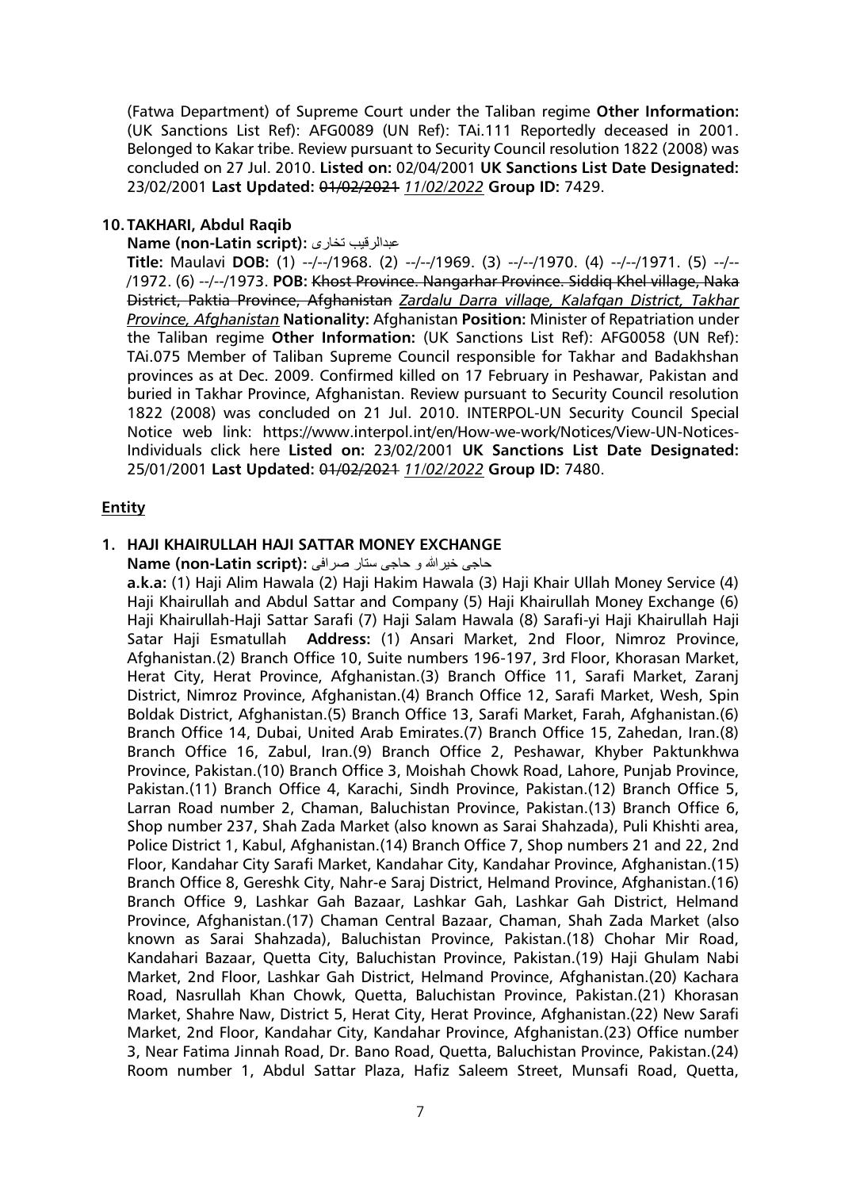(Fatwa Department) of Supreme Court under the Taliban regime **Other Information:** (UK Sanctions List Ref): AFG0089 (UN Ref): TAi.111 Reportedly deceased in 2001. Belonged to Kakar tribe. Review pursuant to Security Council resolution 1822 (2008) was concluded on 27 Jul. 2010. **Listed on:** 02/04/2001 **UK Sanctions List Date Designated:** 23/02/2001 **Last Updated:** ~~01/02/2021~~ *11/02/2022* **Group ID:** 7429.

**10. TAKHARI, Abdul Raqib**

**Name (non-Latin script):** عبدالرقیب تخاری

**Title:** Maulavi **DOB:** (1) --/--/1968. (2) --/--/1969. (3) --/--/1970. (4) --/--/1971. (5) --/--/1972. (6) --/--/1973. **POB:** ~~Khost Province. Nangarhar Province. Siddiq Khel village, Naka District, Paktia Province, Afghanistan~~ *Zardalu Darra village, Kalafgan District, Takhar Province, Afghanistan* **Nationality:** Afghanistan **Position:** Minister of Repatriation under the Taliban regime **Other Information:** (UK Sanctions List Ref): AFG0058 (UN Ref): TAi.075 Member of Taliban Supreme Council responsible for Takhar and Badakhshan provinces as at Dec. 2009. Confirmed killed on 17 February in Peshawar, Pakistan and buried in Takhar Province, Afghanistan. Review pursuant to Security Council resolution 1822 (2008) was concluded on 21 Jul. 2010. INTERPOL-UN Security Council Special Notice web link: https://www.interpol.int/en/How-we-work/Notices/View-UN-Notices-Individuals click here **Listed on:** 23/02/2001 **UK Sanctions List Date Designated:** 25/01/2001 **Last Updated:** ~~01/02/2021~~ *11/02/2022* **Group ID:** 7480.

## Entity

**1. HAJI KHAIRULLAH HAJI SATTAR MONEY EXCHANGE**

**Name (non-Latin script):** حاجی خیرالله و حاجی ستار صرافی

**a.k.a:** (1) Haji Alim Hawala (2) Haji Hakim Hawala (3) Haji Khair Ullah Money Service (4) Haji Khairullah and Abdul Sattar and Company (5) Haji Khairullah Money Exchange (6) Haji Khairullah-Haji Sattar Sarafi (7) Haji Salam Hawala (8) Sarafi-yi Haji Khairullah Haji Satar Haji Esmatullah **Address:** (1) Ansari Market, 2nd Floor, Nimroz Province, Afghanistan.(2) Branch Office 10, Suite numbers 196-197, 3rd Floor, Khorasan Market, Herat City, Herat Province, Afghanistan.(3) Branch Office 11, Sarafi Market, Zaranj District, Nimroz Province, Afghanistan.(4) Branch Office 12, Sarafi Market, Wesh, Spin Boldak District, Afghanistan.(5) Branch Office 13, Sarafi Market, Farah, Afghanistan.(6) Branch Office 14, Dubai, United Arab Emirates.(7) Branch Office 15, Zahedan, Iran.(8) Branch Office 16, Zabul, Iran.(9) Branch Office 2, Peshawar, Khyber Paktunkhwa Province, Pakistan.(10) Branch Office 3, Moishah Chowk Road, Lahore, Punjab Province, Pakistan.(11) Branch Office 4, Karachi, Sindh Province, Pakistan.(12) Branch Office 5, Larran Road number 2, Chaman, Baluchistan Province, Pakistan.(13) Branch Office 6, Shop number 237, Shah Zada Market (also known as Sarai Shahzada), Puli Khishti area, Police District 1, Kabul, Afghanistan.(14) Branch Office 7, Shop numbers 21 and 22, 2nd Floor, Kandahar City Sarafi Market, Kandahar City, Kandahar Province, Afghanistan.(15) Branch Office 8, Gereshk City, Nahr-e Saraj District, Helmand Province, Afghanistan.(16) Branch Office 9, Lashkar Gah Bazaar, Lashkar Gah, Lashkar Gah District, Helmand Province, Afghanistan.(17) Chaman Central Bazaar, Chaman, Shah Zada Market (also known as Sarai Shahzada), Baluchistan Province, Pakistan.(18) Chohar Mir Road, Kandahari Bazaar, Quetta City, Baluchistan Province, Pakistan.(19) Haji Ghulam Nabi Market, 2nd Floor, Lashkar Gah District, Helmand Province, Afghanistan.(20) Kachara Road, Nasrullah Khan Chowk, Quetta, Baluchistan Province, Pakistan.(21) Khorasan Market, Shahre Naw, District 5, Herat City, Herat Province, Afghanistan.(22) New Sarafi Market, 2nd Floor, Kandahar City, Kandahar Province, Afghanistan.(23) Office number 3, Near Fatima Jinnah Road, Dr. Bano Road, Quetta, Baluchistan Province, Pakistan.(24) Room number 1, Abdul Sattar Plaza, Hafiz Saleem Street, Munsafi Road, Quetta,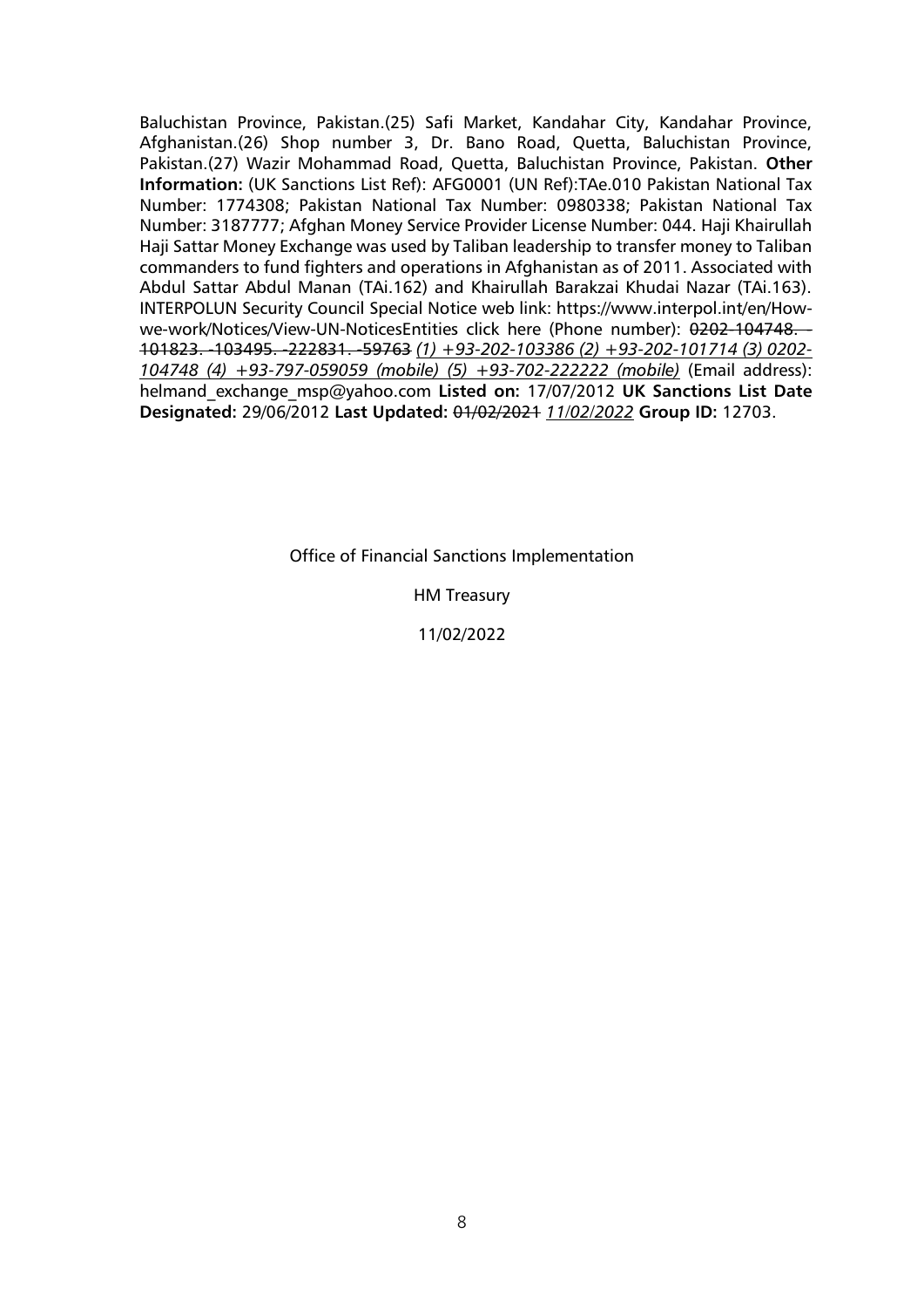Baluchistan Province, Pakistan.(25) Safi Market, Kandahar City, Kandahar Province, Afghanistan.(26) Shop number 3, Dr. Bano Road, Quetta, Baluchistan Province, Pakistan.(27) Wazir Mohammad Road, Quetta, Baluchistan Province, Pakistan. **Other Information:** (UK Sanctions List Ref): AFG0001 (UN Ref):TAe.010 Pakistan National Tax Number: 1774308; Pakistan National Tax Number: 0980338; Pakistan National Tax Number: 3187777; Afghan Money Service Provider License Number: 044. Haji Khairullah Haji Sattar Money Exchange was used by Taliban leadership to transfer money to Taliban commanders to fund fighters and operations in Afghanistan as of 2011. Associated with Abdul Sattar Abdul Manan (TAi.162) and Khairullah Barakzai Khudai Nazar (TAi.163). INTERPOLUN Security Council Special Notice web link: https://www.interpol.int/en/How-we-work/Notices/View-UN-NoticesEntities click here (Phone number): ~~0202-104748. -101823. -103495. -222831. -59763~~ *(1) +93-202-103386 (2) +93-202-101714 (3) 0202-104748 (4) +93-797-059059 (mobile) (5) +93-702-222222 (mobile)* (Email address): helmand_exchange_msp@yahoo.com **Listed on:** 17/07/2012 **UK Sanctions List Date Designated:** 29/06/2012 **Last Updated:** ~~01/02/2021~~ *11/02/2022* **Group ID:** 12703.

Office of Financial Sanctions Implementation

HM Treasury

11/02/2022